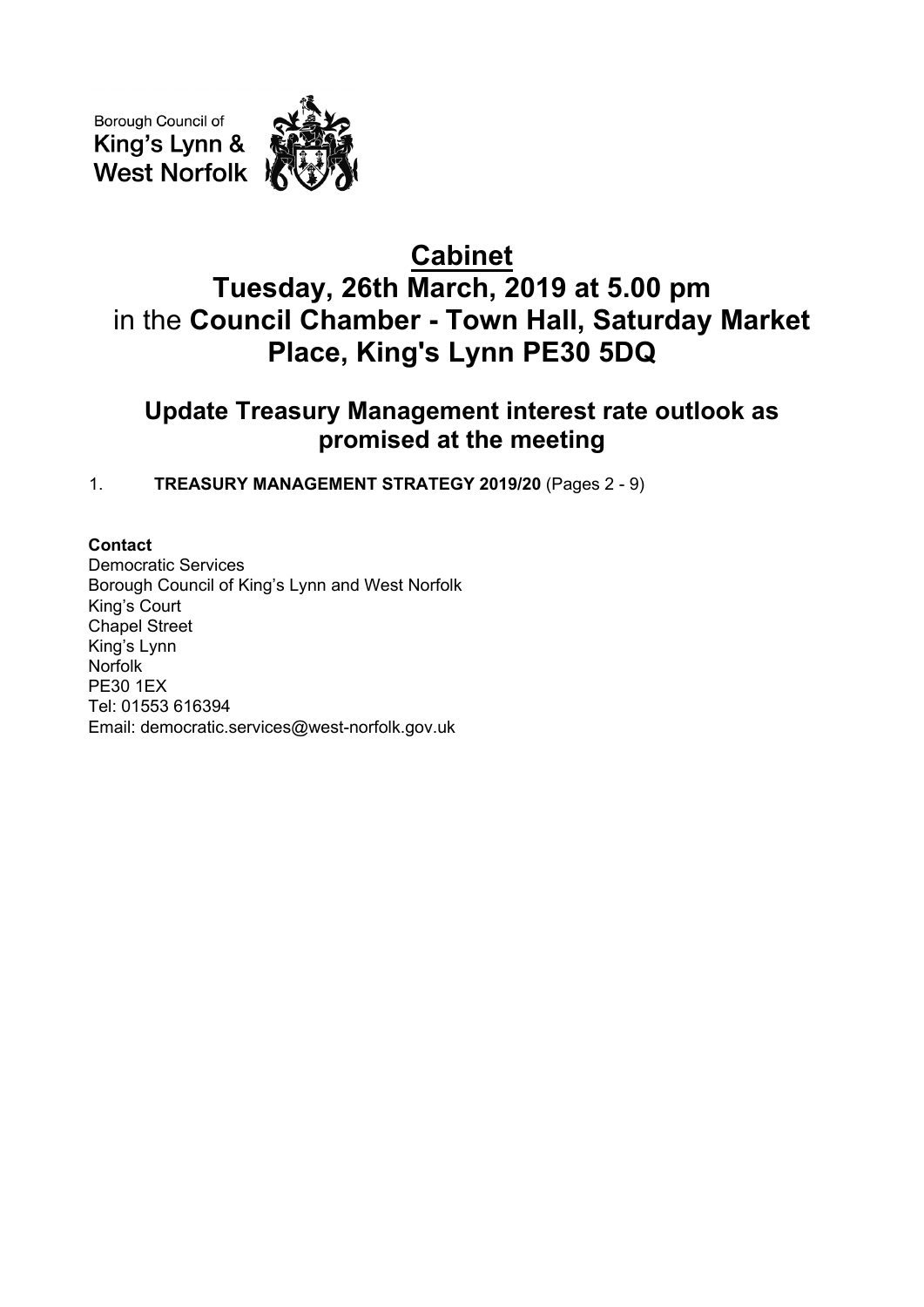Borough Council of
King's Lynn &
West Norfolk

# Cabinet
# Tuesday, 26th March, 2019 at 5.00 pm
# in the **Council Chamber - Town Hall, Saturday Market Place, King's Lynn PE30 5DQ**

## Update Treasury Management interest rate outlook as promised at the meeting

1. **TREASURY MANAGEMENT STRATEGY 2019/20** (Pages 2 - 9)

**Contact**
Democratic Services
Borough Council of King's Lynn and West Norfolk
King's Court
Chapel Street
King's Lynn
Norfolk
PE30 1EX
Tel: 01553 616394
Email: democratic.services@west-norfolk.gov.uk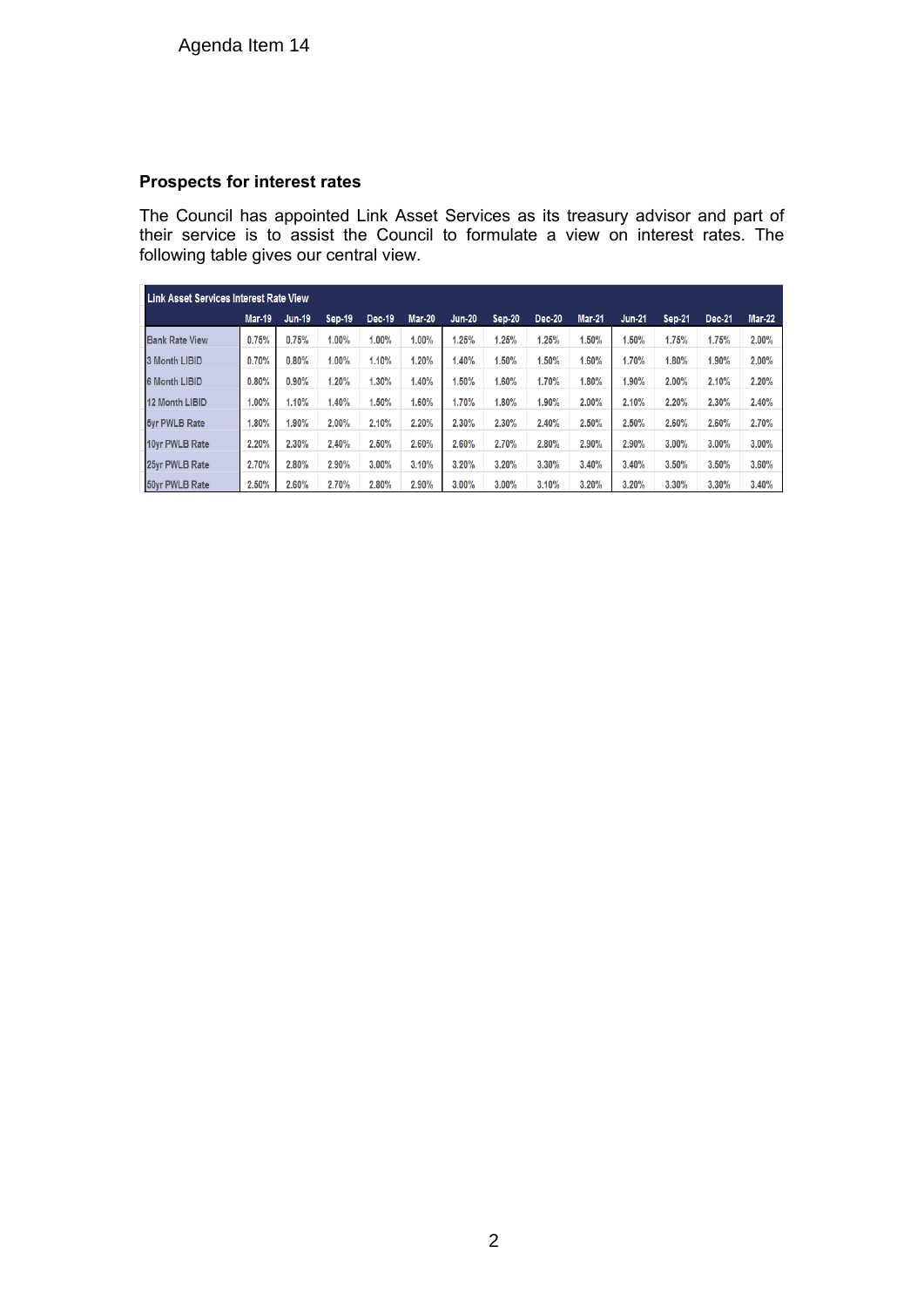Agenda Item 14

## Prospects for interest rates

The Council has appointed Link Asset Services as its treasury advisor and part of their service is to assist the Council to formulate a view on interest rates. The following table gives our central view.

| Link Asset Services Interest Rate View | Mar-19 | Jun-19 | Sep-19 | Dec-19 | Mar-20 | Jun-20 | Sep-20 | Dec-20 | Mar-21 | Jun-21 | Sep-21 | Dec-21 | Mar-22 |
|---|---|---|---|---|---|---|---|---|---|---|---|---|---|
| Bank Rate View | 0.75% | 0.75% | 1.00% | 1.00% | 1.00% | 1.25% | 1.25% | 1.25% | 1.50% | 1.50% | 1.75% | 1.75% | 2.00% |
| 3 Month LIBID | 0.70% | 0.80% | 1.00% | 1.10% | 1.20% | 1.40% | 1.50% | 1.50% | 1.60% | 1.70% | 1.80% | 1.90% | 2.00% |
| 6 Month LIBID | 0.80% | 0.90% | 1.20% | 1.30% | 1.40% | 1.50% | 1.60% | 1.70% | 1.80% | 1.90% | 2.00% | 2.10% | 2.20% |
| 12 Month LIBID | 1.00% | 1.10% | 1.40% | 1.50% | 1.60% | 1.70% | 1.80% | 1.90% | 2.00% | 2.10% | 2.20% | 2.30% | 2.40% |
| 5yr PWLB Rate | 1.80% | 1.90% | 2.00% | 2.10% | 2.20% | 2.30% | 2.30% | 2.40% | 2.50% | 2.50% | 2.60% | 2.60% | 2.70% |
| 10yr PWLB Rate | 2.20% | 2.30% | 2.40% | 2.50% | 2.60% | 2.60% | 2.70% | 2.80% | 2.90% | 2.90% | 3.00% | 3.00% | 3.00% |
| 25yr PWLB Rate | 2.70% | 2.80% | 2.90% | 3.00% | 3.10% | 3.20% | 3.20% | 3.30% | 3.40% | 3.40% | 3.50% | 3.50% | 3.60% |
| 50yr PWLB Rate | 2.50% | 2.60% | 2.70% | 2.80% | 2.90% | 3.00% | 3.00% | 3.10% | 3.20% | 3.20% | 3.30% | 3.30% | 3.40% |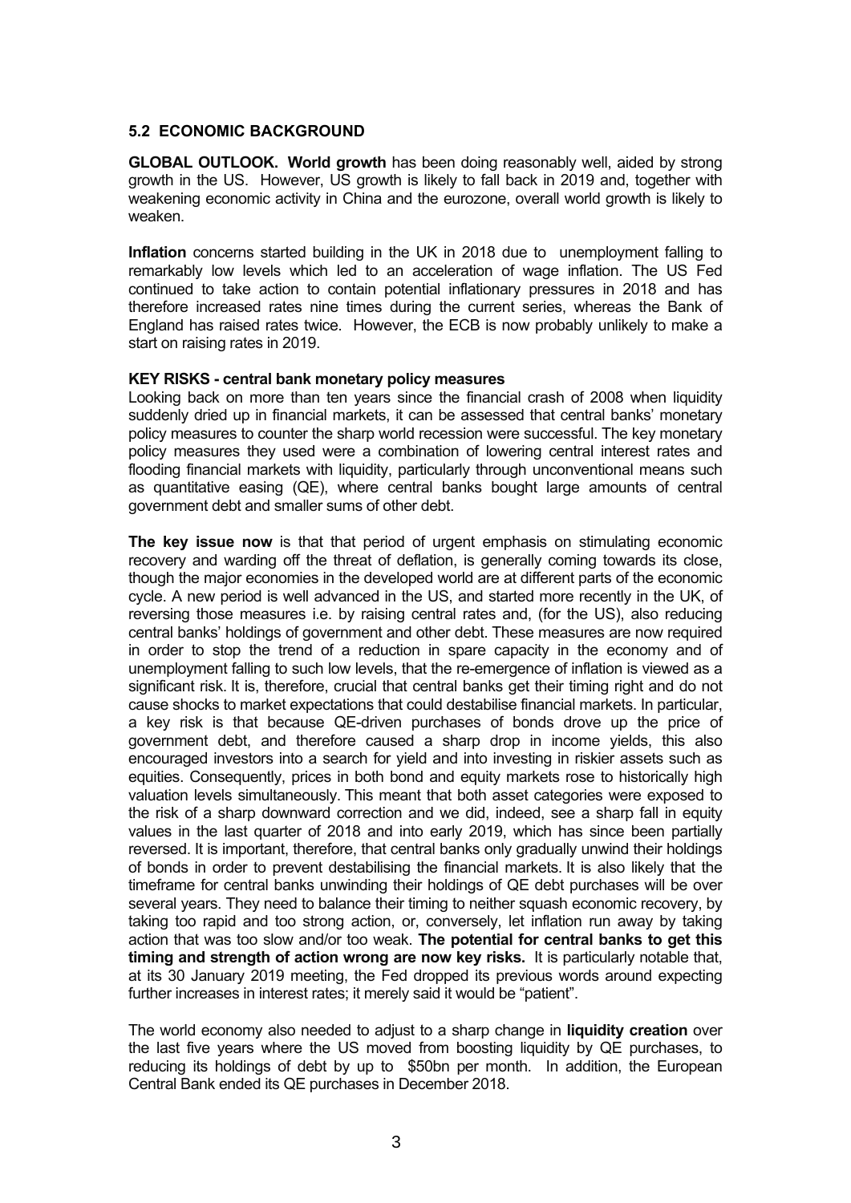## 5.2 ECONOMIC BACKGROUND

**GLOBAL OUTLOOK. World growth** has been doing reasonably well, aided by strong growth in the US. However, US growth is likely to fall back in 2019 and, together with weakening economic activity in China and the eurozone, overall world growth is likely to weaken.

**Inflation** concerns started building in the UK in 2018 due to unemployment falling to remarkably low levels which led to an acceleration of wage inflation. The US Fed continued to take action to contain potential inflationary pressures in 2018 and has therefore increased rates nine times during the current series, whereas the Bank of England has raised rates twice. However, the ECB is now probably unlikely to make a start on raising rates in 2019.

**KEY RISKS - central bank monetary policy measures**

Looking back on more than ten years since the financial crash of 2008 when liquidity suddenly dried up in financial markets, it can be assessed that central banks' monetary policy measures to counter the sharp world recession were successful. The key monetary policy measures they used were a combination of lowering central interest rates and flooding financial markets with liquidity, particularly through unconventional means such as quantitative easing (QE), where central banks bought large amounts of central government debt and smaller sums of other debt.

**The key issue now** is that that period of urgent emphasis on stimulating economic recovery and warding off the threat of deflation, is generally coming towards its close, though the major economies in the developed world are at different parts of the economic cycle. A new period is well advanced in the US, and started more recently in the UK, of reversing those measures i.e. by raising central rates and, (for the US), also reducing central banks' holdings of government and other debt. These measures are now required in order to stop the trend of a reduction in spare capacity in the economy and of unemployment falling to such low levels, that the re-emergence of inflation is viewed as a significant risk. It is, therefore, crucial that central banks get their timing right and do not cause shocks to market expectations that could destabilise financial markets. In particular, a key risk is that because QE-driven purchases of bonds drove up the price of government debt, and therefore caused a sharp drop in income yields, this also encouraged investors into a search for yield and into investing in riskier assets such as equities. Consequently, prices in both bond and equity markets rose to historically high valuation levels simultaneously. This meant that both asset categories were exposed to the risk of a sharp downward correction and we did, indeed, see a sharp fall in equity values in the last quarter of 2018 and into early 2019, which has since been partially reversed. It is important, therefore, that central banks only gradually unwind their holdings of bonds in order to prevent destabilising the financial markets. It is also likely that the timeframe for central banks unwinding their holdings of QE debt purchases will be over several years. They need to balance their timing to neither squash economic recovery, by taking too rapid and too strong action, or, conversely, let inflation run away by taking action that was too slow and/or too weak. **The potential for central banks to get this timing and strength of action wrong are now key risks.** It is particularly notable that, at its 30 January 2019 meeting, the Fed dropped its previous words around expecting further increases in interest rates; it merely said it would be "patient".

The world economy also needed to adjust to a sharp change in **liquidity creation** over the last five years where the US moved from boosting liquidity by QE purchases, to reducing its holdings of debt by up to \$50bn per month. In addition, the European Central Bank ended its QE purchases in December 2018.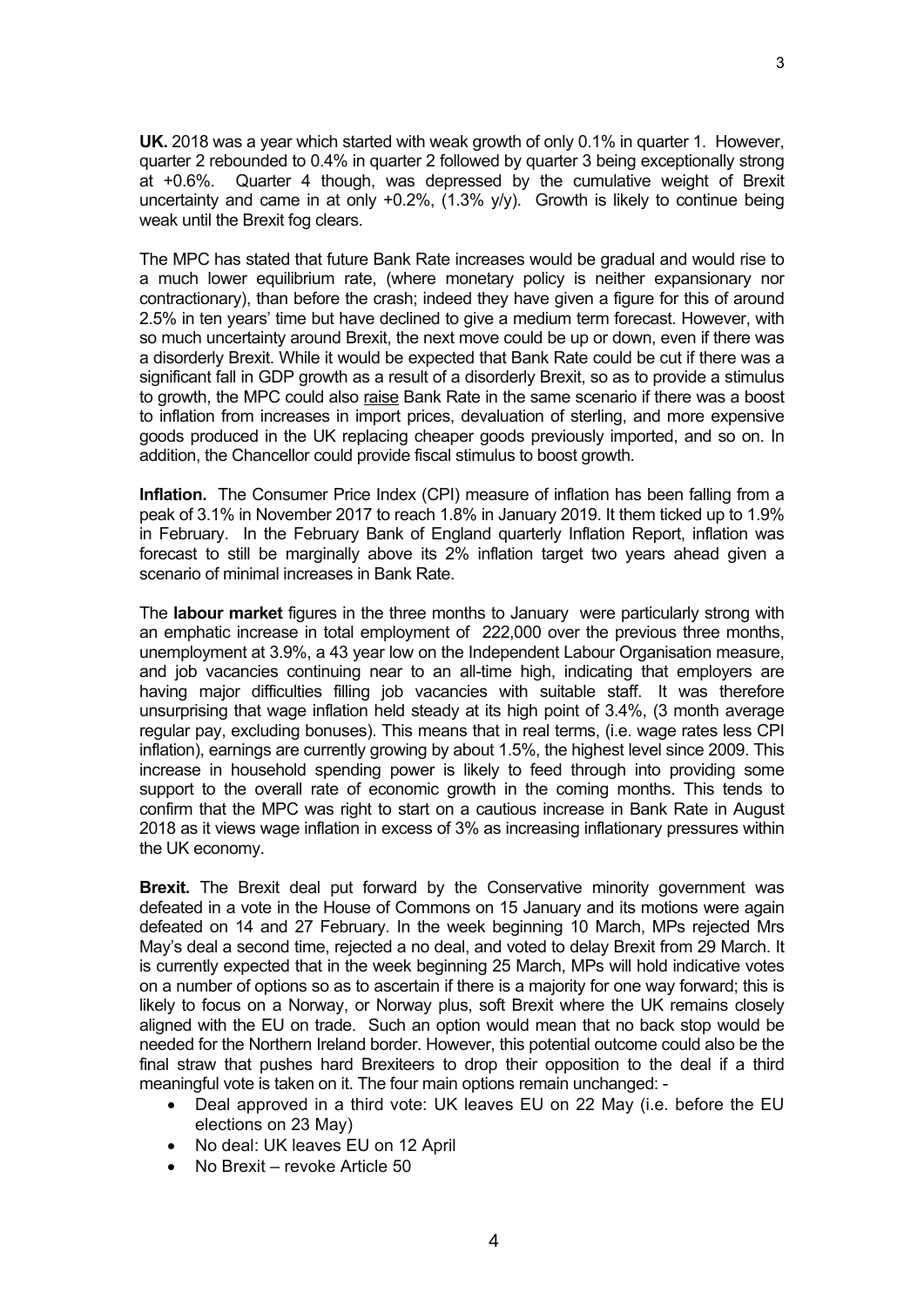**UK.** 2018 was a year which started with weak growth of only 0.1% in quarter 1. However, quarter 2 rebounded to 0.4% in quarter 2 followed by quarter 3 being exceptionally strong at +0.6%. Quarter 4 though, was depressed by the cumulative weight of Brexit uncertainty and came in at only +0.2%, (1.3% y/y). Growth is likely to continue being weak until the Brexit fog clears.

The MPC has stated that future Bank Rate increases would be gradual and would rise to a much lower equilibrium rate, (where monetary policy is neither expansionary nor contractionary), than before the crash; indeed they have given a figure for this of around 2.5% in ten years' time but have declined to give a medium term forecast. However, with so much uncertainty around Brexit, the next move could be up or down, even if there was a disorderly Brexit. While it would be expected that Bank Rate could be cut if there was a significant fall in GDP growth as a result of a disorderly Brexit, so as to provide a stimulus to growth, the MPC could also <u>raise</u> Bank Rate in the same scenario if there was a boost to inflation from increases in import prices, devaluation of sterling, and more expensive goods produced in the UK replacing cheaper goods previously imported, and so on. In addition, the Chancellor could provide fiscal stimulus to boost growth.

**Inflation.** The Consumer Price Index (CPI) measure of inflation has been falling from a peak of 3.1% in November 2017 to reach 1.8% in January 2019. It them ticked up to 1.9% in February. In the February Bank of England quarterly Inflation Report, inflation was forecast to still be marginally above its 2% inflation target two years ahead given a scenario of minimal increases in Bank Rate.

The **labour market** figures in the three months to January were particularly strong with an emphatic increase in total employment of 222,000 over the previous three months, unemployment at 3.9%, a 43 year low on the Independent Labour Organisation measure, and job vacancies continuing near to an all-time high, indicating that employers are having major difficulties filling job vacancies with suitable staff. It was therefore unsurprising that wage inflation held steady at its high point of 3.4%, (3 month average regular pay, excluding bonuses). This means that in real terms, (i.e. wage rates less CPI inflation), earnings are currently growing by about 1.5%, the highest level since 2009. This increase in household spending power is likely to feed through into providing some support to the overall rate of economic growth in the coming months. This tends to confirm that the MPC was right to start on a cautious increase in Bank Rate in August 2018 as it views wage inflation in excess of 3% as increasing inflationary pressures within the UK economy.

**Brexit.** The Brexit deal put forward by the Conservative minority government was defeated in a vote in the House of Commons on 15 January and its motions were again defeated on 14 and 27 February. In the week beginning 10 March, MPs rejected Mrs May's deal a second time, rejected a no deal, and voted to delay Brexit from 29 March. It is currently expected that in the week beginning 25 March, MPs will hold indicative votes on a number of options so as to ascertain if there is a majority for one way forward; this is likely to focus on a Norway, or Norway plus, soft Brexit where the UK remains closely aligned with the EU on trade. Such an option would mean that no back stop would be needed for the Northern Ireland border. However, this potential outcome could also be the final straw that pushes hard Brexiteers to drop their opposition to the deal if a third meaningful vote is taken on it. The four main options remain unchanged: -

- Deal approved in a third vote: UK leaves EU on 22 May (i.e. before the EU elections on 23 May)
- No deal: UK leaves EU on 12 April
- No Brexit – revoke Article 50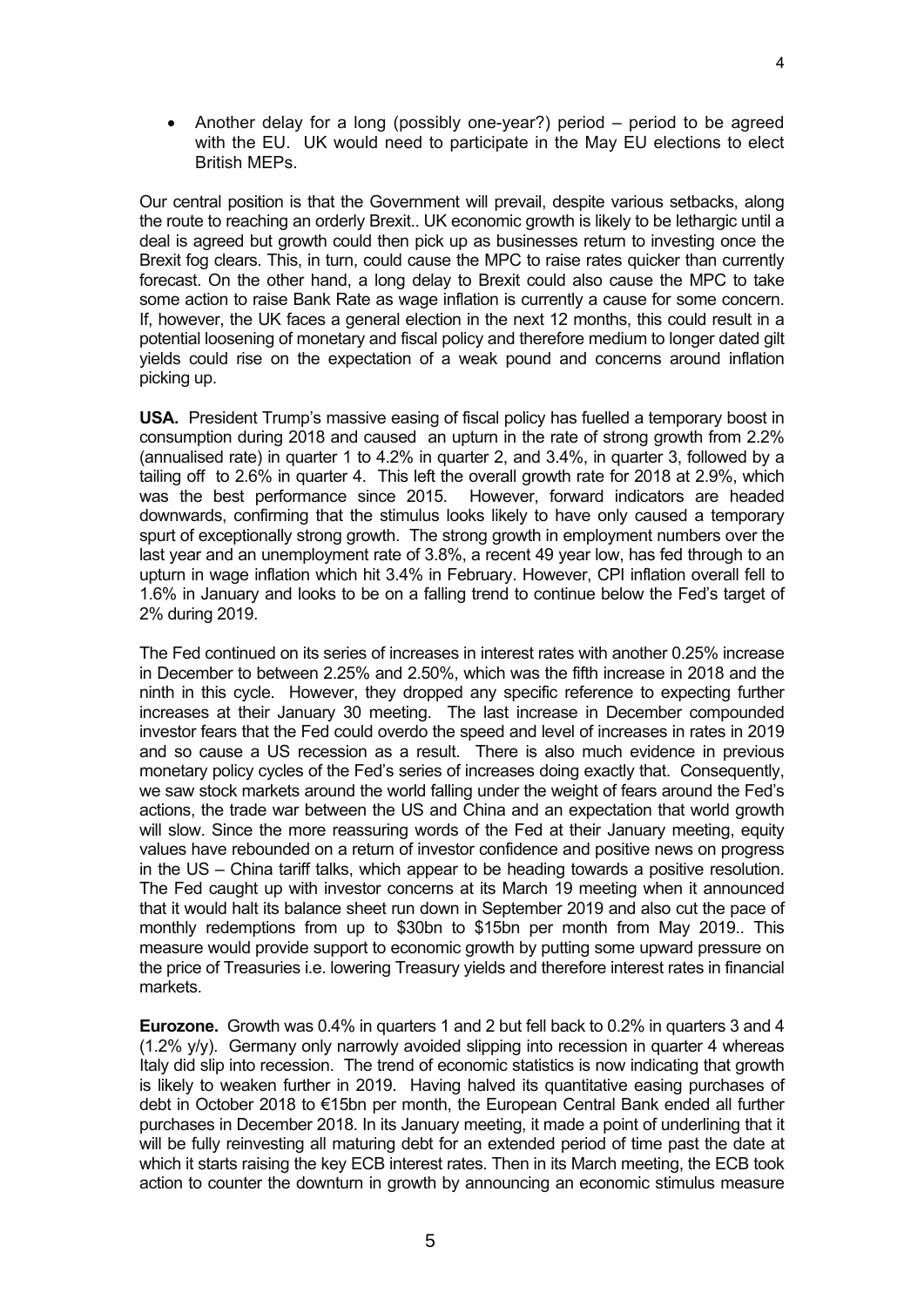- Another delay for a long (possibly one-year?) period – period to be agreed with the EU. UK would need to participate in the May EU elections to elect British MEPs.

Our central position is that the Government will prevail, despite various setbacks, along the route to reaching an orderly Brexit.. UK economic growth is likely to be lethargic until a deal is agreed but growth could then pick up as businesses return to investing once the Brexit fog clears. This, in turn, could cause the MPC to raise rates quicker than currently forecast. On the other hand, a long delay to Brexit could also cause the MPC to take some action to raise Bank Rate as wage inflation is currently a cause for some concern. If, however, the UK faces a general election in the next 12 months, this could result in a potential loosening of monetary and fiscal policy and therefore medium to longer dated gilt yields could rise on the expectation of a weak pound and concerns around inflation picking up.

**USA.** President Trump's massive easing of fiscal policy has fuelled a temporary boost in consumption during 2018 and caused an upturn in the rate of strong growth from 2.2% (annualised rate) in quarter 1 to 4.2% in quarter 2, and 3.4%, in quarter 3, followed by a tailing off to 2.6% in quarter 4. This left the overall growth rate for 2018 at 2.9%, which was the best performance since 2015. However, forward indicators are headed downwards, confirming that the stimulus looks likely to have only caused a temporary spurt of exceptionally strong growth. The strong growth in employment numbers over the last year and an unemployment rate of 3.8%, a recent 49 year low, has fed through to an upturn in wage inflation which hit 3.4% in February. However, CPI inflation overall fell to 1.6% in January and looks to be on a falling trend to continue below the Fed's target of 2% during 2019.

The Fed continued on its series of increases in interest rates with another 0.25% increase in December to between 2.25% and 2.50%, which was the fifth increase in 2018 and the ninth in this cycle. However, they dropped any specific reference to expecting further increases at their January 30 meeting. The last increase in December compounded investor fears that the Fed could overdo the speed and level of increases in rates in 2019 and so cause a US recession as a result. There is also much evidence in previous monetary policy cycles of the Fed's series of increases doing exactly that. Consequently, we saw stock markets around the world falling under the weight of fears around the Fed's actions, the trade war between the US and China and an expectation that world growth will slow. Since the more reassuring words of the Fed at their January meeting, equity values have rebounded on a return of investor confidence and positive news on progress in the US – China tariff talks, which appear to be heading towards a positive resolution. The Fed caught up with investor concerns at its March 19 meeting when it announced that it would halt its balance sheet run down in September 2019 and also cut the pace of monthly redemptions from up to $30bn to $15bn per month from May 2019.. This measure would provide support to economic growth by putting some upward pressure on the price of Treasuries i.e. lowering Treasury yields and therefore interest rates in financial markets.

**Eurozone.** Growth was 0.4% in quarters 1 and 2 but fell back to 0.2% in quarters 3 and 4 (1.2% y/y). Germany only narrowly avoided slipping into recession in quarter 4 whereas Italy did slip into recession. The trend of economic statistics is now indicating that growth is likely to weaken further in 2019. Having halved its quantitative easing purchases of debt in October 2018 to €15bn per month, the European Central Bank ended all further purchases in December 2018. In its January meeting, it made a point of underlining that it will be fully reinvesting all maturing debt for an extended period of time past the date at which it starts raising the key ECB interest rates. Then in its March meeting, the ECB took action to counter the downturn in growth by announcing an economic stimulus measure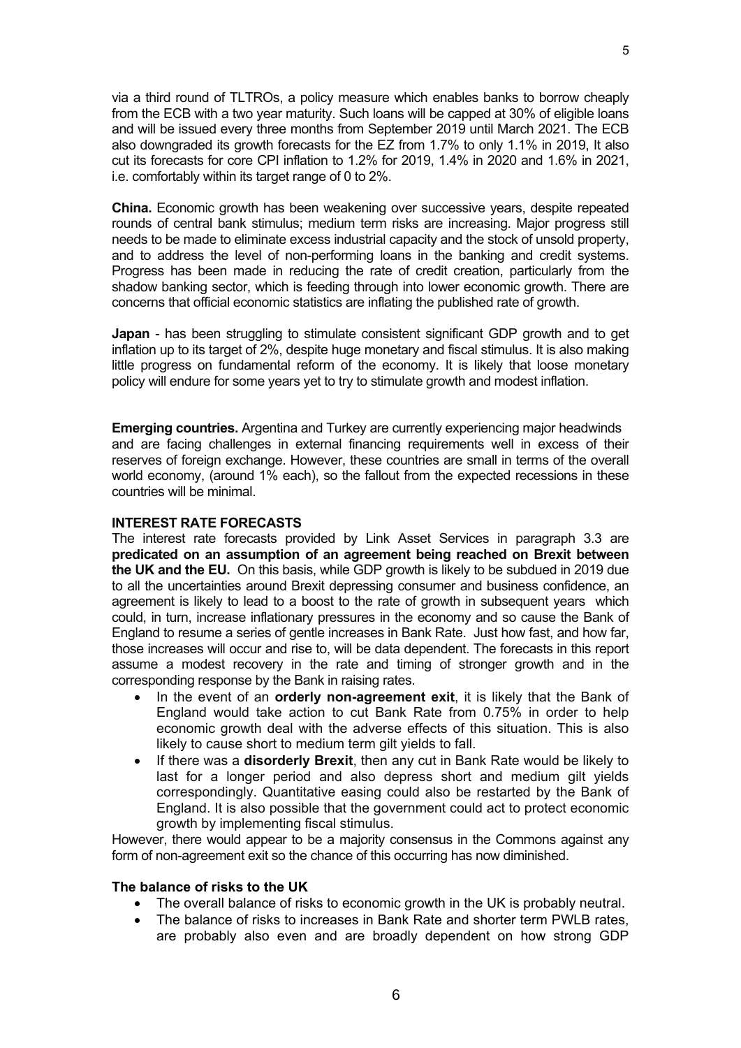via a third round of TLTROs, a policy measure which enables banks to borrow cheaply from the ECB with a two year maturity. Such loans will be capped at 30% of eligible loans and will be issued every three months from September 2019 until March 2021. The ECB also downgraded its growth forecasts for the EZ from 1.7% to only 1.1% in 2019, It also cut its forecasts for core CPI inflation to 1.2% for 2019, 1.4% in 2020 and 1.6% in 2021, i.e. comfortably within its target range of 0 to 2%.

**China.** Economic growth has been weakening over successive years, despite repeated rounds of central bank stimulus; medium term risks are increasing. Major progress still needs to be made to eliminate excess industrial capacity and the stock of unsold property, and to address the level of non-performing loans in the banking and credit systems. Progress has been made in reducing the rate of credit creation, particularly from the shadow banking sector, which is feeding through into lower economic growth. There are concerns that official economic statistics are inflating the published rate of growth.

**Japan** - has been struggling to stimulate consistent significant GDP growth and to get inflation up to its target of 2%, despite huge monetary and fiscal stimulus. It is also making little progress on fundamental reform of the economy. It is likely that loose monetary policy will endure for some years yet to try to stimulate growth and modest inflation.

**Emerging countries.** Argentina and Turkey are currently experiencing major headwinds and are facing challenges in external financing requirements well in excess of their reserves of foreign exchange. However, these countries are small in terms of the overall world economy, (around 1% each), so the fallout from the expected recessions in these countries will be minimal.

**INTEREST RATE FORECASTS**

The interest rate forecasts provided by Link Asset Services in paragraph 3.3 are **predicated on an assumption of an agreement being reached on Brexit between the UK and the EU.** On this basis, while GDP growth is likely to be subdued in 2019 due to all the uncertainties around Brexit depressing consumer and business confidence, an agreement is likely to lead to a boost to the rate of growth in subsequent years which could, in turn, increase inflationary pressures in the economy and so cause the Bank of England to resume a series of gentle increases in Bank Rate. Just how fast, and how far, those increases will occur and rise to, will be data dependent. The forecasts in this report assume a modest recovery in the rate and timing of stronger growth and in the corresponding response by the Bank in raising rates.

- In the event of an **orderly non-agreement exit**, it is likely that the Bank of England would take action to cut Bank Rate from 0.75% in order to help economic growth deal with the adverse effects of this situation. This is also likely to cause short to medium term gilt yields to fall.
- If there was a **disorderly Brexit**, then any cut in Bank Rate would be likely to last for a longer period and also depress short and medium gilt yields correspondingly. Quantitative easing could also be restarted by the Bank of England. It is also possible that the government could act to protect economic growth by implementing fiscal stimulus.

However, there would appear to be a majority consensus in the Commons against any form of non-agreement exit so the chance of this occurring has now diminished.

**The balance of risks to the UK**

- The overall balance of risks to economic growth in the UK is probably neutral.
- The balance of risks to increases in Bank Rate and shorter term PWLB rates, are probably also even and are broadly dependent on how strong GDP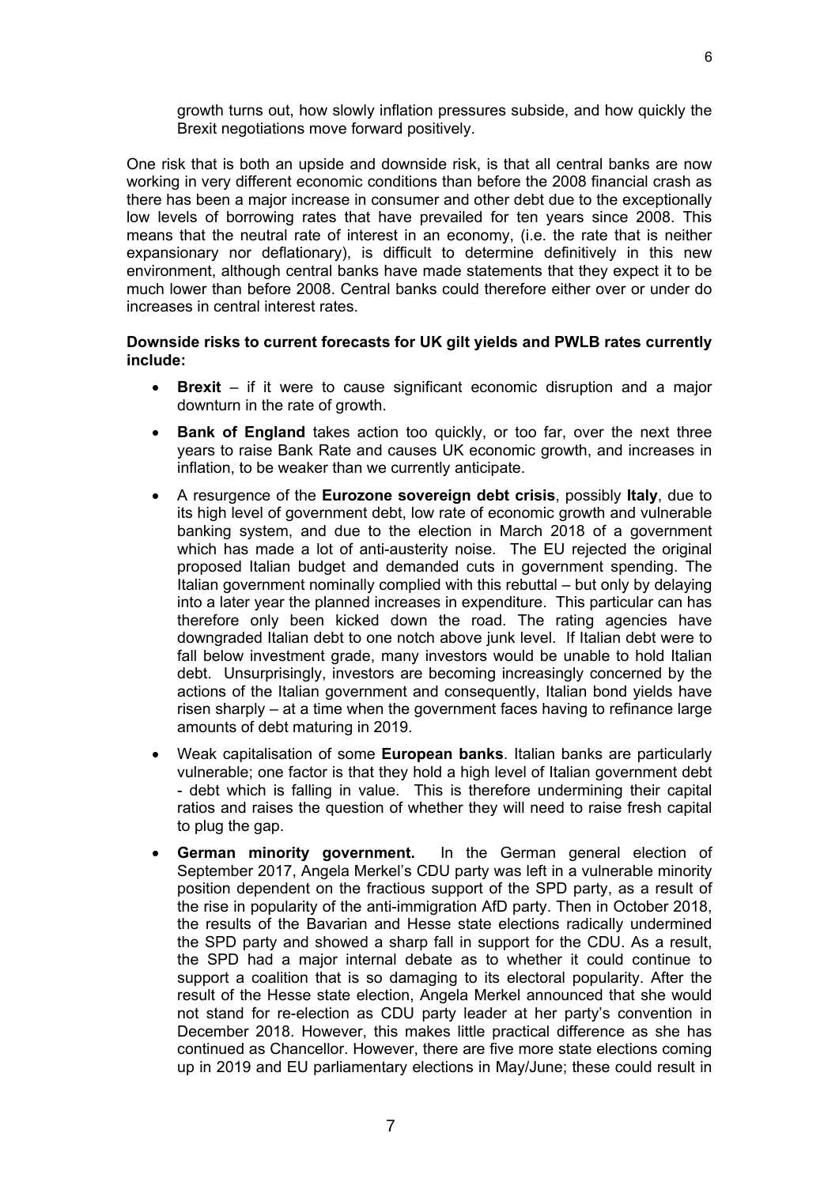growth turns out, how slowly inflation pressures subside, and how quickly the Brexit negotiations move forward positively.

One risk that is both an upside and downside risk, is that all central banks are now working in very different economic conditions than before the 2008 financial crash as there has been a major increase in consumer and other debt due to the exceptionally low levels of borrowing rates that have prevailed for ten years since 2008. This means that the neutral rate of interest in an economy, (i.e. the rate that is neither expansionary nor deflationary), is difficult to determine definitively in this new environment, although central banks have made statements that they expect it to be much lower than before 2008. Central banks could therefore either over or under do increases in central interest rates.

**Downside risks to current forecasts for UK gilt yields and PWLB rates currently include:**

- **Brexit** – if it were to cause significant economic disruption and a major downturn in the rate of growth.
- **Bank of England** takes action too quickly, or too far, over the next three years to raise Bank Rate and causes UK economic growth, and increases in inflation, to be weaker than we currently anticipate.
- A resurgence of the **Eurozone sovereign debt crisis**, possibly **Italy**, due to its high level of government debt, low rate of economic growth and vulnerable banking system, and due to the election in March 2018 of a government which has made a lot of anti-austerity noise. The EU rejected the original proposed Italian budget and demanded cuts in government spending. The Italian government nominally complied with this rebuttal – but only by delaying into a later year the planned increases in expenditure. This particular can has therefore only been kicked down the road. The rating agencies have downgraded Italian debt to one notch above junk level. If Italian debt were to fall below investment grade, many investors would be unable to hold Italian debt. Unsurprisingly, investors are becoming increasingly concerned by the actions of the Italian government and consequently, Italian bond yields have risen sharply – at a time when the government faces having to refinance large amounts of debt maturing in 2019.
- Weak capitalisation of some **European banks**. Italian banks are particularly vulnerable; one factor is that they hold a high level of Italian government debt - debt which is falling in value. This is therefore undermining their capital ratios and raises the question of whether they will need to raise fresh capital to plug the gap.
- **German minority government.** In the German general election of September 2017, Angela Merkel's CDU party was left in a vulnerable minority position dependent on the fractious support of the SPD party, as a result of the rise in popularity of the anti-immigration AfD party. Then in October 2018, the results of the Bavarian and Hesse state elections radically undermined the SPD party and showed a sharp fall in support for the CDU. As a result, the SPD had a major internal debate as to whether it could continue to support a coalition that is so damaging to its electoral popularity. After the result of the Hesse state election, Angela Merkel announced that she would not stand for re-election as CDU party leader at her party's convention in December 2018. However, this makes little practical difference as she has continued as Chancellor. However, there are five more state elections coming up in 2019 and EU parliamentary elections in May/June; these could result in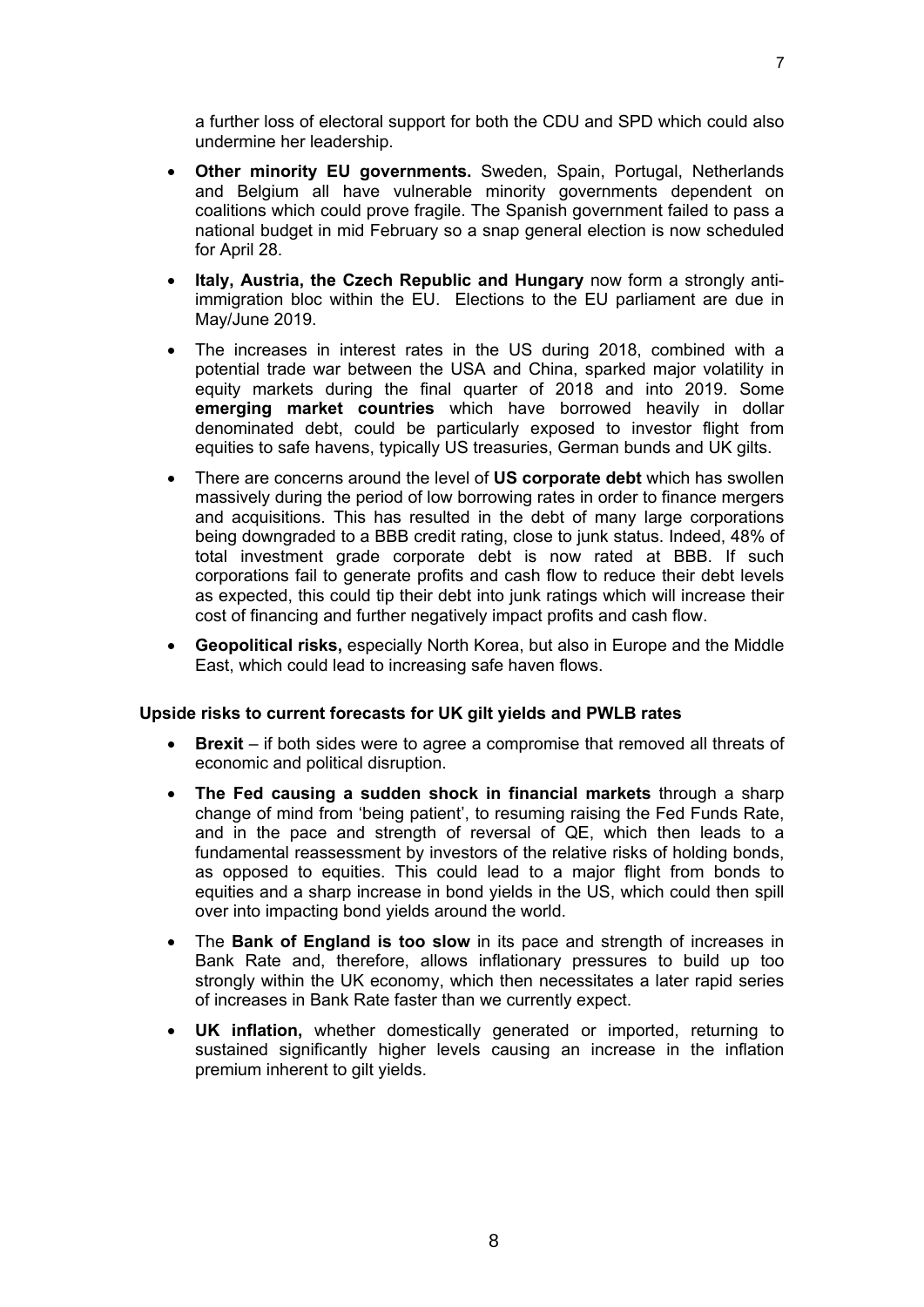a further loss of electoral support for both the CDU and SPD which could also undermine her leadership.

- **Other minority EU governments.** Sweden, Spain, Portugal, Netherlands and Belgium all have vulnerable minority governments dependent on coalitions which could prove fragile. The Spanish government failed to pass a national budget in mid February so a snap general election is now scheduled for April 28.
- **Italy, Austria, the Czech Republic and Hungary** now form a strongly anti-immigration bloc within the EU. Elections to the EU parliament are due in May/June 2019.
- The increases in interest rates in the US during 2018, combined with a potential trade war between the USA and China, sparked major volatility in equity markets during the final quarter of 2018 and into 2019. Some **emerging market countries** which have borrowed heavily in dollar denominated debt, could be particularly exposed to investor flight from equities to safe havens, typically US treasuries, German bunds and UK gilts.
- There are concerns around the level of **US corporate debt** which has swollen massively during the period of low borrowing rates in order to finance mergers and acquisitions. This has resulted in the debt of many large corporations being downgraded to a BBB credit rating, close to junk status. Indeed, 48% of total investment grade corporate debt is now rated at BBB. If such corporations fail to generate profits and cash flow to reduce their debt levels as expected, this could tip their debt into junk ratings which will increase their cost of financing and further negatively impact profits and cash flow.
- **Geopolitical risks,** especially North Korea, but also in Europe and the Middle East, which could lead to increasing safe haven flows.

**Upside risks to current forecasts for UK gilt yields and PWLB rates**

- **Brexit** – if both sides were to agree a compromise that removed all threats of economic and political disruption.
- **The Fed causing a sudden shock in financial markets** through a sharp change of mind from 'being patient', to resuming raising the Fed Funds Rate, and in the pace and strength of reversal of QE, which then leads to a fundamental reassessment by investors of the relative risks of holding bonds, as opposed to equities. This could lead to a major flight from bonds to equities and a sharp increase in bond yields in the US, which could then spill over into impacting bond yields around the world.
- The **Bank of England is too slow** in its pace and strength of increases in Bank Rate and, therefore, allows inflationary pressures to build up too strongly within the UK economy, which then necessitates a later rapid series of increases in Bank Rate faster than we currently expect.
- **UK inflation,** whether domestically generated or imported, returning to sustained significantly higher levels causing an increase in the inflation premium inherent to gilt yields.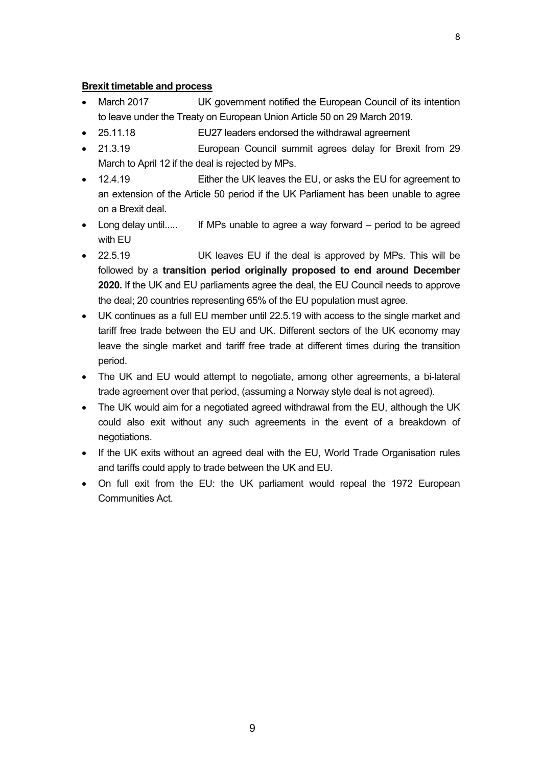**Brexit timetable and process**

- March 2017 UK government notified the European Council of its intention to leave under the Treaty on European Union Article 50 on 29 March 2019.
- 25.11.18 EU27 leaders endorsed the withdrawal agreement
- 21.3.19 European Council summit agrees delay for Brexit from 29 March to April 12 if the deal is rejected by MPs.
- 12.4.19 Either the UK leaves the EU, or asks the EU for agreement to an extension of the Article 50 period if the UK Parliament has been unable to agree on a Brexit deal.
- Long delay until..... If MPs unable to agree a way forward – period to be agreed with EU
- 22.5.19 UK leaves EU if the deal is approved by MPs. This will be followed by a **transition period originally proposed to end around December 2020.** If the UK and EU parliaments agree the deal, the EU Council needs to approve the deal; 20 countries representing 65% of the EU population must agree.
- UK continues as a full EU member until 22.5.19 with access to the single market and tariff free trade between the EU and UK. Different sectors of the UK economy may leave the single market and tariff free trade at different times during the transition period.
- The UK and EU would attempt to negotiate, among other agreements, a bi-lateral trade agreement over that period, (assuming a Norway style deal is not agreed).
- The UK would aim for a negotiated agreed withdrawal from the EU, although the UK could also exit without any such agreements in the event of a breakdown of negotiations.
- If the UK exits without an agreed deal with the EU, World Trade Organisation rules and tariffs could apply to trade between the UK and EU.
- On full exit from the EU: the UK parliament would repeal the 1972 European Communities Act.